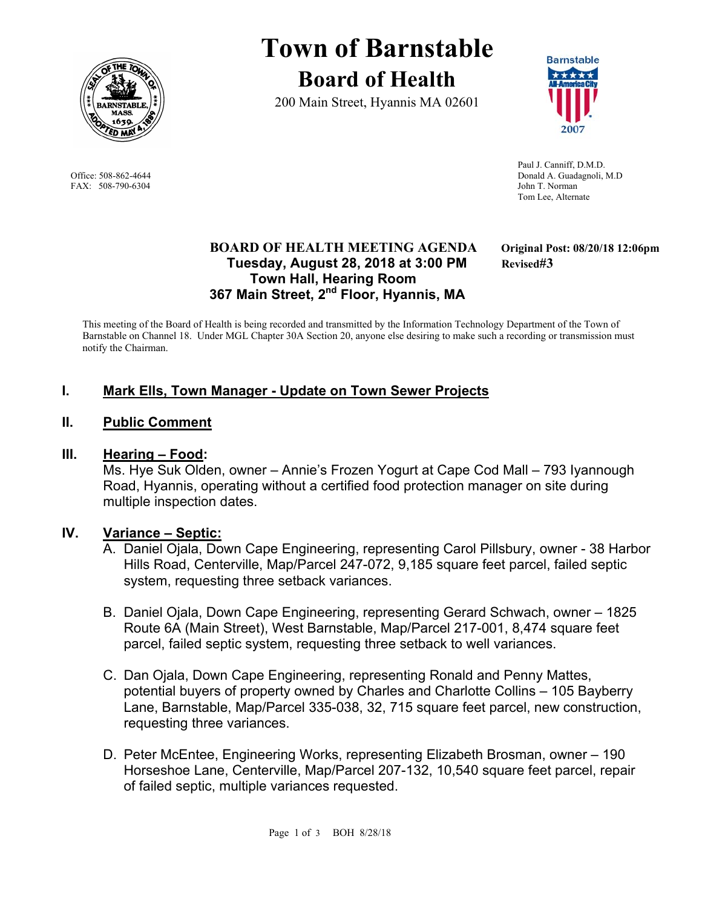# Town of Barnstable
## Board of Health

200 Main Street, Hyannis MA 02601

Office: 508-862-4644
FAX: 508-790-6304

Paul J. Canniff, D.M.D.
Donald A. Guadagnoli, M.D
John T. Norman
Tom Lee, Alternate

**BOARD OF HEALTH MEETING AGENDA**
**Tuesday, August 28, 2018 at 3:00 PM**
**Town Hall, Hearing Room**
**367 Main Street, 2nd Floor, Hyannis, MA**

**Original Post: 08/20/18 12:06pm**
**Revised#3**

This meeting of the Board of Health is being recorded and transmitted by the Information Technology Department of the Town of Barnstable on Channel 18. Under MGL Chapter 30A Section 20, anyone else desiring to make such a recording or transmission must notify the Chairman.

## I. Mark Ells, Town Manager - Update on Town Sewer Projects

## II. Public Comment

## III. Hearing – Food:

Ms. Hye Suk Olden, owner – Annie's Frozen Yogurt at Cape Cod Mall – 793 Iyannough Road, Hyannis, operating without a certified food protection manager on site during multiple inspection dates.

## IV. Variance – Septic:

A. Daniel Ojala, Down Cape Engineering, representing Carol Pillsbury, owner - 38 Harbor Hills Road, Centerville, Map/Parcel 247-072, 9,185 square feet parcel, failed septic system, requesting three setback variances.

B. Daniel Ojala, Down Cape Engineering, representing Gerard Schwach, owner – 1825 Route 6A (Main Street), West Barnstable, Map/Parcel 217-001, 8,474 square feet parcel, failed septic system, requesting three setback to well variances.

C. Dan Ojala, Down Cape Engineering, representing Ronald and Penny Mattes, potential buyers of property owned by Charles and Charlotte Collins – 105 Bayberry Lane, Barnstable, Map/Parcel 335-038, 32, 715 square feet parcel, new construction, requesting three variances.

D. Peter McEntee, Engineering Works, representing Elizabeth Brosman, owner – 190 Horseshoe Lane, Centerville, Map/Parcel 207-132, 10,540 square feet parcel, repair of failed septic, multiple variances requested.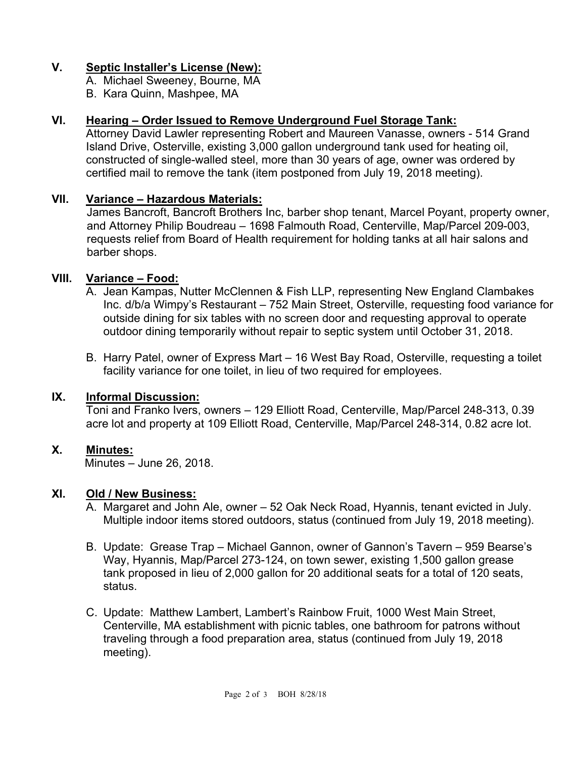## V. Septic Installer's License (New):

A. Michael Sweeney, Bourne, MA
B. Kara Quinn, Mashpee, MA

## VI. Hearing – Order Issued to Remove Underground Fuel Storage Tank:

Attorney David Lawler representing Robert and Maureen Vanasse, owners - 514 Grand Island Drive, Osterville, existing 3,000 gallon underground tank used for heating oil, constructed of single-walled steel, more than 30 years of age, owner was ordered by certified mail to remove the tank (item postponed from July 19, 2018 meeting).

## VII. Variance – Hazardous Materials:

James Bancroft, Bancroft Brothers Inc, barber shop tenant, Marcel Poyant, property owner, and Attorney Philip Boudreau – 1698 Falmouth Road, Centerville, Map/Parcel 209-003, requests relief from Board of Health requirement for holding tanks at all hair salons and barber shops.

## VIII. Variance – Food:

A. Jean Kampas, Nutter McClennen & Fish LLP, representing New England Clambakes Inc. d/b/a Wimpy's Restaurant – 752 Main Street, Osterville, requesting food variance for outside dining for six tables with no screen door and requesting approval to operate outdoor dining temporarily without repair to septic system until October 31, 2018.

B. Harry Patel, owner of Express Mart – 16 West Bay Road, Osterville, requesting a toilet facility variance for one toilet, in lieu of two required for employees.

## IX. Informal Discussion:

Toni and Franko Ivers, owners – 129 Elliott Road, Centerville, Map/Parcel 248-313, 0.39 acre lot and property at 109 Elliott Road, Centerville, Map/Parcel 248-314, 0.82 acre lot.

## X. Minutes:

Minutes – June 26, 2018.

## XI. Old / New Business:

A. Margaret and John Ale, owner – 52 Oak Neck Road, Hyannis, tenant evicted in July. Multiple indoor items stored outdoors, status (continued from July 19, 2018 meeting).

B. Update: Grease Trap – Michael Gannon, owner of Gannon's Tavern – 959 Bearse's Way, Hyannis, Map/Parcel 273-124, on town sewer, existing 1,500 gallon grease tank proposed in lieu of 2,000 gallon for 20 additional seats for a total of 120 seats, status.

C. Update: Matthew Lambert, Lambert's Rainbow Fruit, 1000 West Main Street, Centerville, MA establishment with picnic tables, one bathroom for patrons without traveling through a food preparation area, status (continued from July 19, 2018 meeting).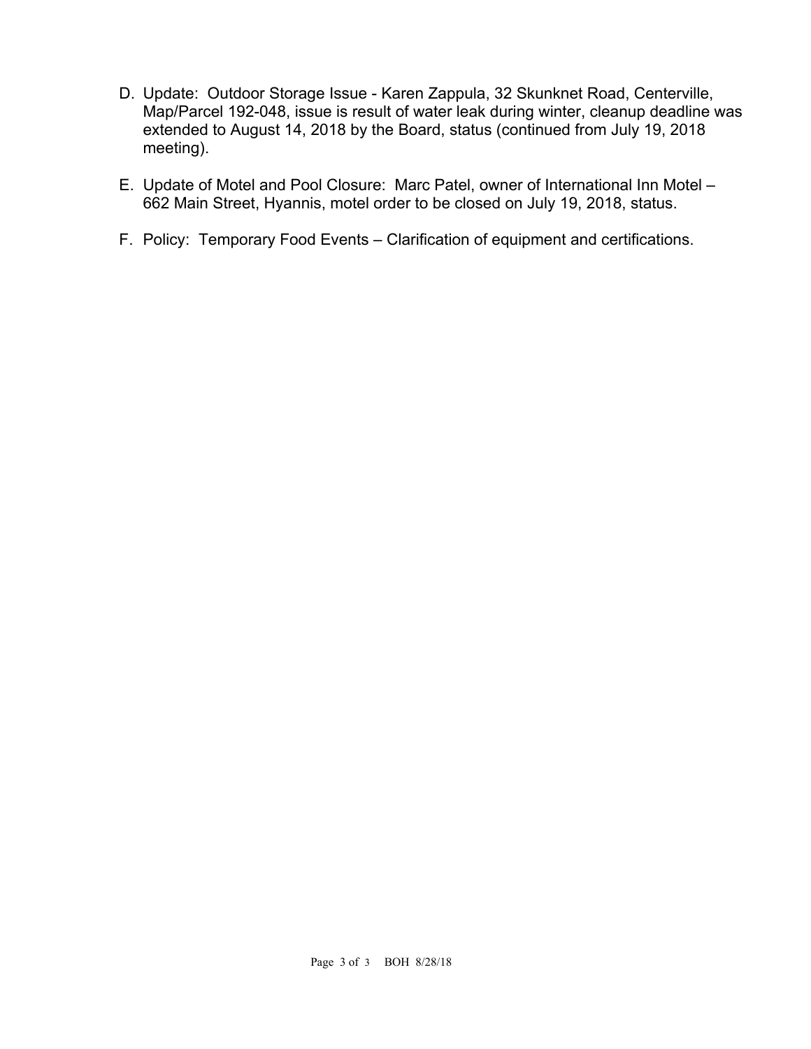D. Update: Outdoor Storage Issue - Karen Zappula, 32 Skunknet Road, Centerville, Map/Parcel 192-048, issue is result of water leak during winter, cleanup deadline was extended to August 14, 2018 by the Board, status (continued from July 19, 2018 meeting).

E. Update of Motel and Pool Closure: Marc Patel, owner of International Inn Motel – 662 Main Street, Hyannis, motel order to be closed on July 19, 2018, status.

F. Policy: Temporary Food Events – Clarification of equipment and certifications.